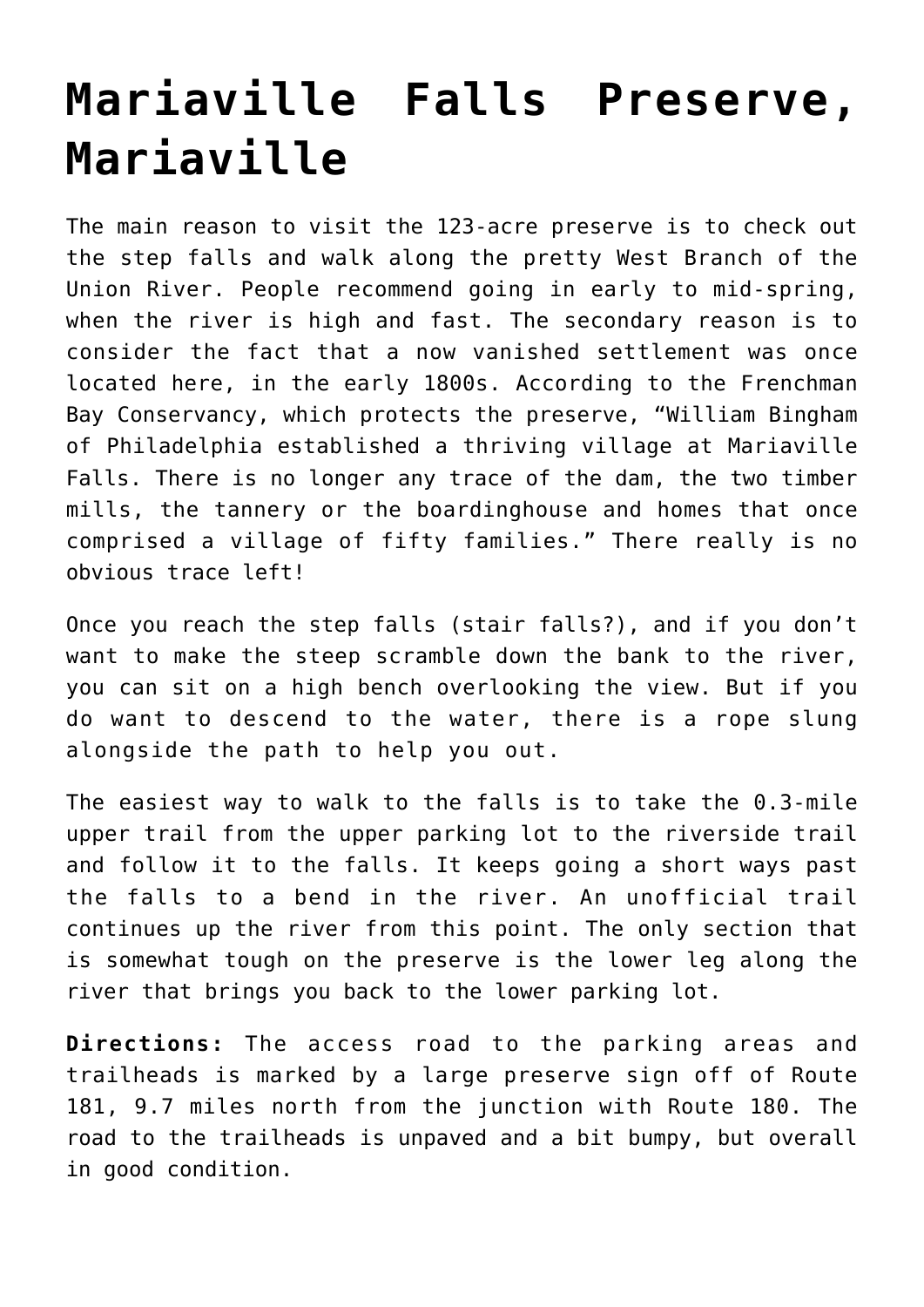# Mariaville Falls Preserve, Mariaville

The main reason to visit the 123-acre preserve is to check out the step falls and walk along the pretty West Branch of the Union River. People recommend going in early to mid-spring, when the river is high and fast. The secondary reason is to consider the fact that a now vanished settlement was once located here, in the early 1800s. According to the Frenchman Bay Conservancy, which protects the preserve, "William Bingham of Philadelphia established a thriving village at Mariaville Falls. There is no longer any trace of the dam, the two timber mills, the tannery or the boardinghouse and homes that once comprised a village of fifty families." There really is no obvious trace left!

Once you reach the step falls (stair falls?), and if you don't want to make the steep scramble down the bank to the river, you can sit on a high bench overlooking the view. But if you do want to descend to the water, there is a rope slung alongside the path to help you out.

The easiest way to walk to the falls is to take the 0.3-mile upper trail from the upper parking lot to the riverside trail and follow it to the falls. It keeps going a short ways past the falls to a bend in the river. An unofficial trail continues up the river from this point. The only section that is somewhat tough on the preserve is the lower leg along the river that brings you back to the lower parking lot.

**Directions:** The access road to the parking areas and trailheads is marked by a large preserve sign off of Route 181, 9.7 miles north from the junction with Route 180. The road to the trailheads is unpaved and a bit bumpy, but overall in good condition.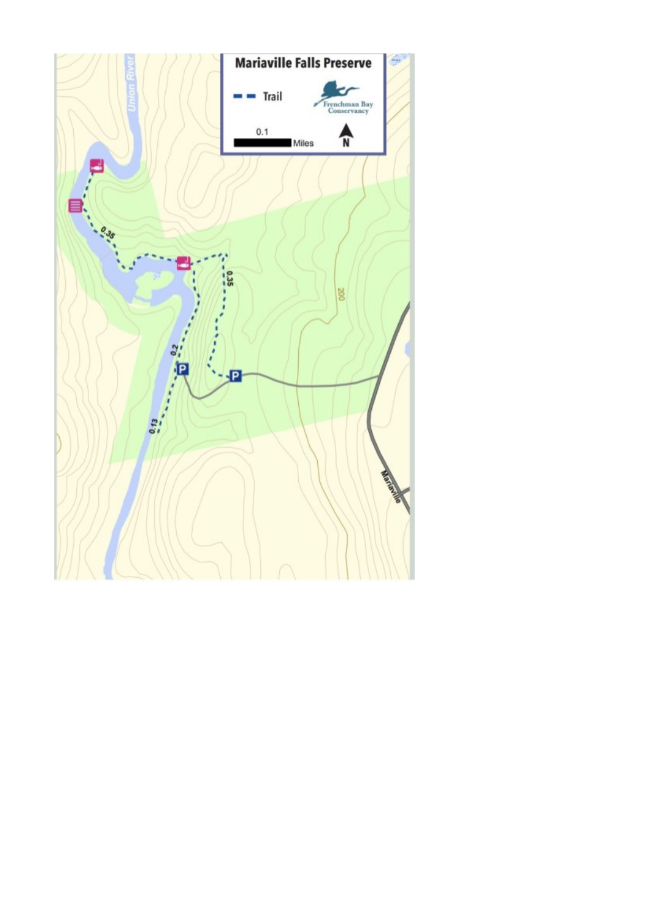# Mariaville Falls Preserve

Trail

0.1 Miles

N

Frenchman Bay Conservancy

Union River

0.35

0.35

0.2

0.13

P

P

200

Mariaville